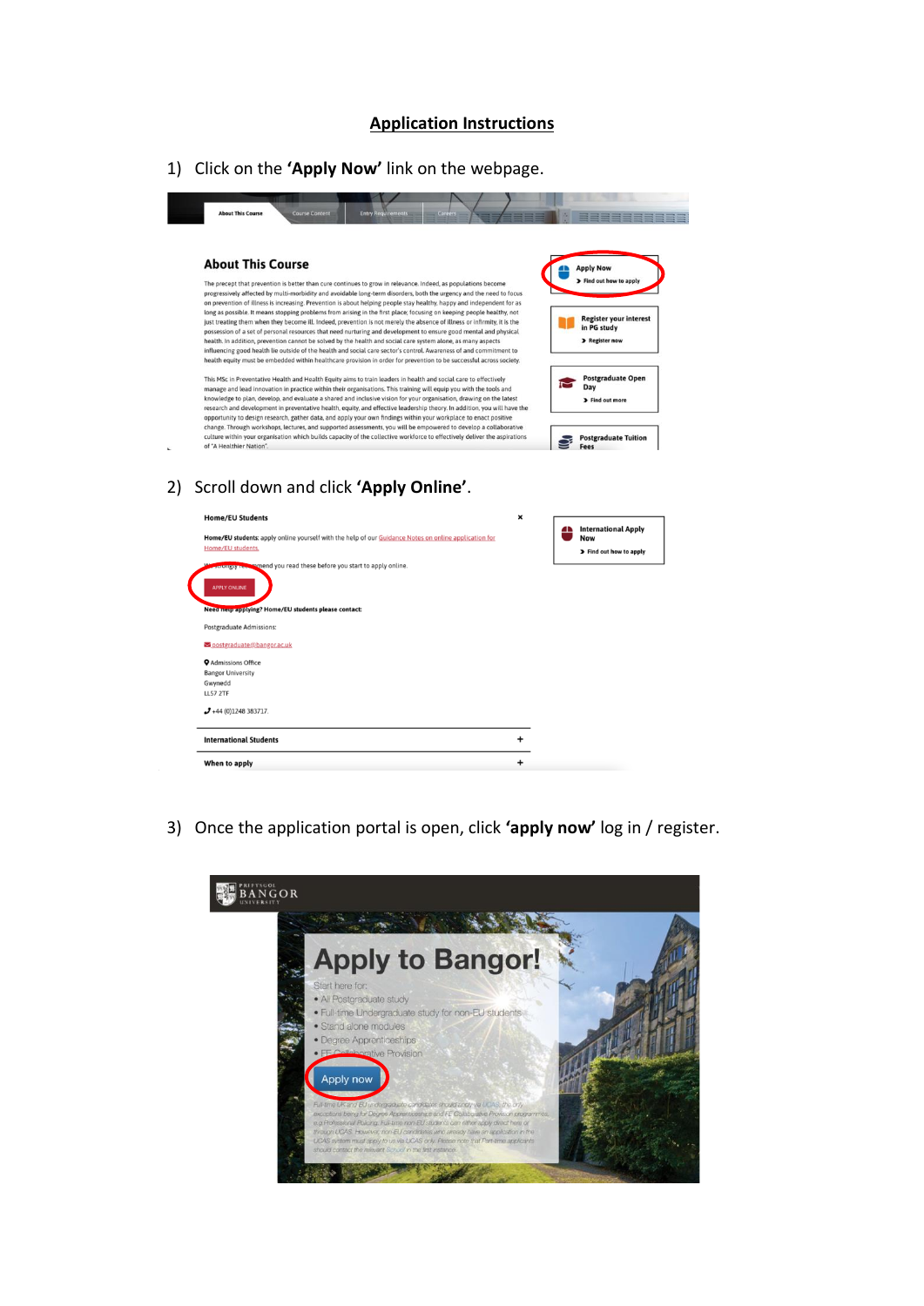# Application Instructions

1) Click on the **'Apply Now'** link on the webpage.

2) Scroll down and click **'Apply Online'**.

3) Once the application portal is open, click **'apply now'** log in / register.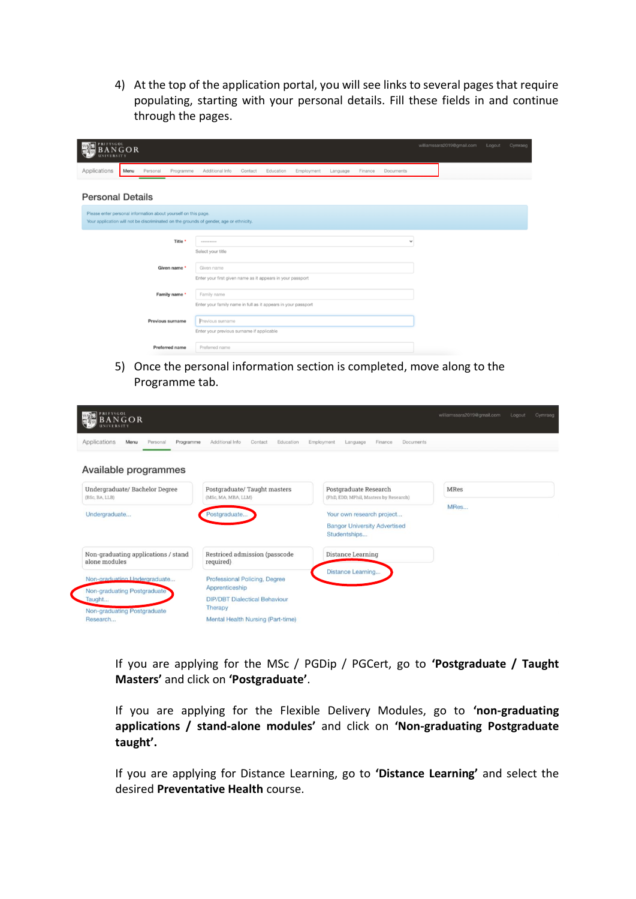4) At the top of the application portal, you will see links to several pages that require populating, starting with your personal details. Fill these fields in and continue through the pages.

5) Once the personal information section is completed, move along to the Programme tab.

If you are applying for the MSc / PGDip / PGCert, go to **'Postgraduate / Taught Masters'** and click on **'Postgraduate'**.

If you are applying for the Flexible Delivery Modules, go to **'non-graduating applications / stand-alone modules'** and click on **'Non-graduating Postgraduate taught'.**

If you are applying for Distance Learning, go to **'Distance Learning'** and select the desired **Preventative Health** course.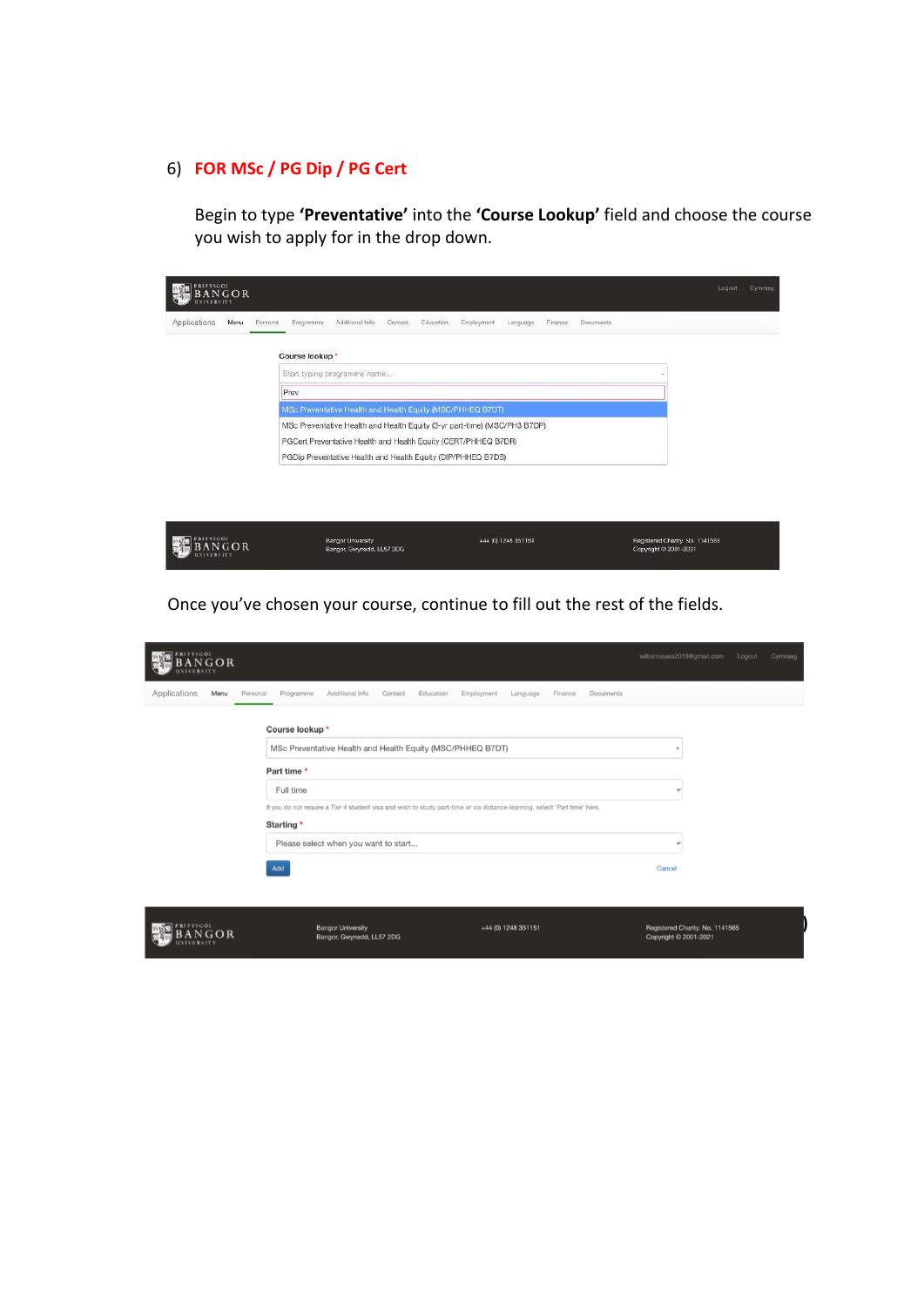6) **FOR MSc / PG Dip / PG Cert**

Begin to type **'Preventative'** into the **'Course Lookup'** field and choose the course you wish to apply for in the drop down.

Once you've chosen your course, continue to fill out the rest of the fields.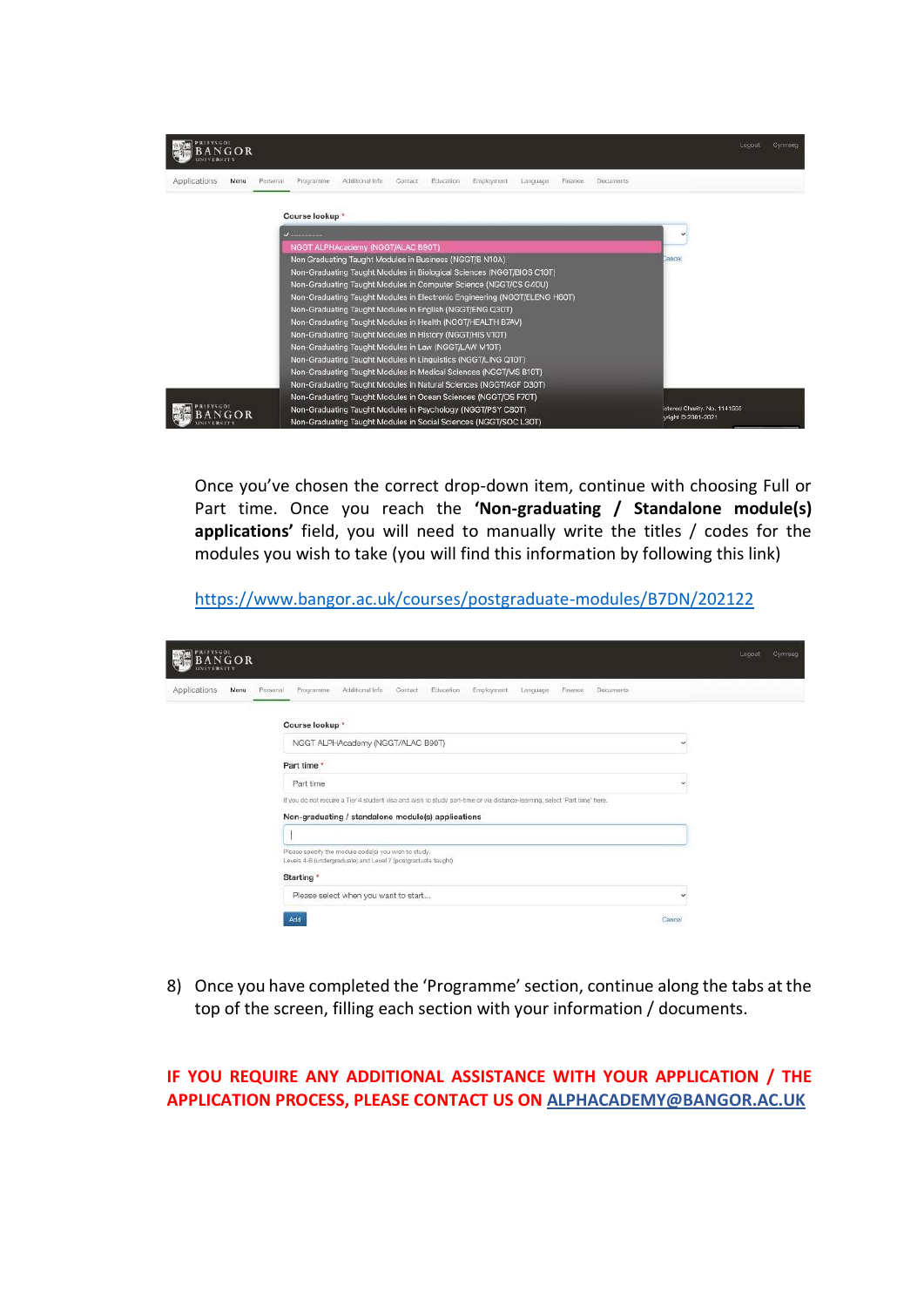Once you've chosen the correct drop-down item, continue with choosing Full or Part time. Once you reach the **'Non-graduating / Standalone module(s) applications'** field, you will need to manually write the titles / codes for the modules you wish to take (you will find this information by following this link)

[https://www.bangor.ac.uk/courses/postgraduate-modules/B7DN/202122](https://www.bangor.ac.uk/courses/postgraduate-modules/B7DN/202122)

8) Once you have completed the 'Programme' section, continue along the tabs at the top of the screen, filling each section with your information / documents.

**IF YOU REQUIRE ANY ADDITIONAL ASSISTANCE WITH YOUR APPLICATION / THE APPLICATION PROCESS, PLEASE CONTACT US ON [ALPHACADEMY@BANGOR.AC.UK](mailto:ALPHACADEMY@BANGOR.AC.UK)**